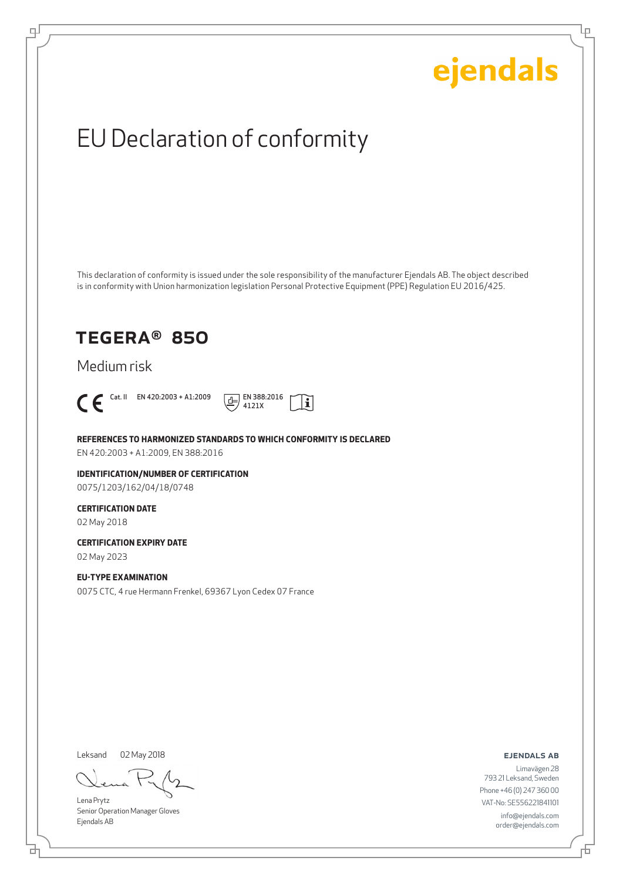ejendals

# EU Declaration of conformity

This declaration of conformity is issued under the sole responsibility of the manufacturer Ejendals AB. The object described is in conformity with Union harmonization legislation Personal Protective Equipment (PPE) Regulation EU 2016/425.

## TEGERA® 850

Medium risk

CE Cat. II EN 420:2003 + A1:2009 EN 388:2016 4121X

**REFERENCES TO HARMONIZED STANDARDS TO WHICH CONFORMITY IS DECLARED**

EN 420:2003 + A1:2009, EN 388:2016

**IDENTIFICATION/NUMBER OF CERTIFICATION**

0075/1203/162/04/18/0748

**CERTIFICATION DATE**

02 May 2018

**CERTIFICATION EXPIRY DATE**

02 May 2023

**EU-TYPE EXAMINATION**

0075 CTC, 4 rue Hermann Frenkel, 69367 Lyon Cedex 07 France

Leksand 02 May 2018

Lena Prytz
Senior Operation Manager Gloves
Ejendals AB

**EJENDALS AB**

Limavägen 28
793 21 Leksand, Sweden
Phone +46 (0) 247 360 00
VAT-No: SE556221841101
info@ejendals.com
order@ejendals.com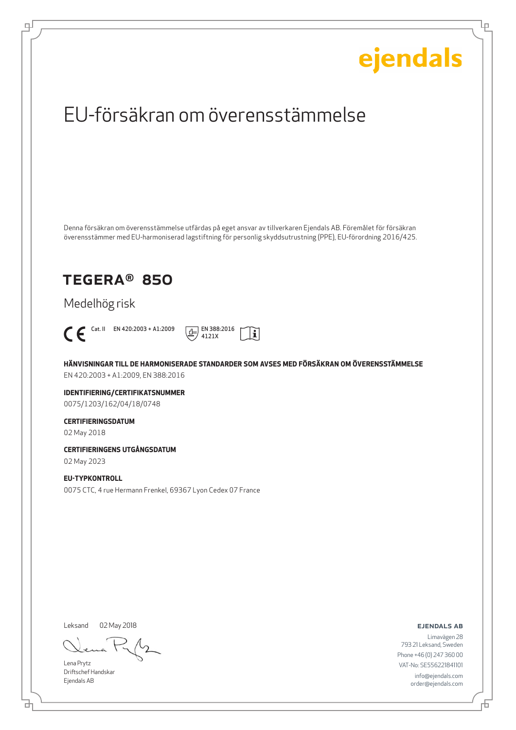# EU-försäkran om överensstämmelse

Denna försäkran om överensstämmelse utfärdas på eget ansvar av tillverkaren Ejendals AB. Föremålet för försäkran överensstämmer med EU-harmoniserad lagstiftning för personlig skyddsutrustning (PPE), EU-förordning 2016/425.

## TEGERA® 850

Medelhög risk

CE Cat. II EN 420:2003 + A1:2009 EN 388:2016 4121X

**HÄNVISNINGAR TILL DE HARMONISERADE STANDARDER SOM AVSES MED FÖRSÄKRAN OM ÖVERENSSTÄMMELSE**

EN 420:2003 + A1:2009, EN 388:2016

**IDENTIFIERING/CERTIFIKATSNUMMER**

0075/1203/162/04/18/0748

**CERTIFIERINGSDATUM**

02 May 2018

**CERTIFIERINGENS UTGÅNGSDATUM**

02 May 2023

**EU-TYPKONTROLL**

0075 CTC, 4 rue Hermann Frenkel, 69367 Lyon Cedex 07 France

Leksand 02 May 2018

Lena Prytz
Driftschef Handskar
Ejendals AB

**EJENDALS AB**

Limavägen 28
793 21 Leksand, Sweden
Phone +46 (0) 247 360 00
VAT-No: SE556221841101
info@ejendals.com
order@ejendals.com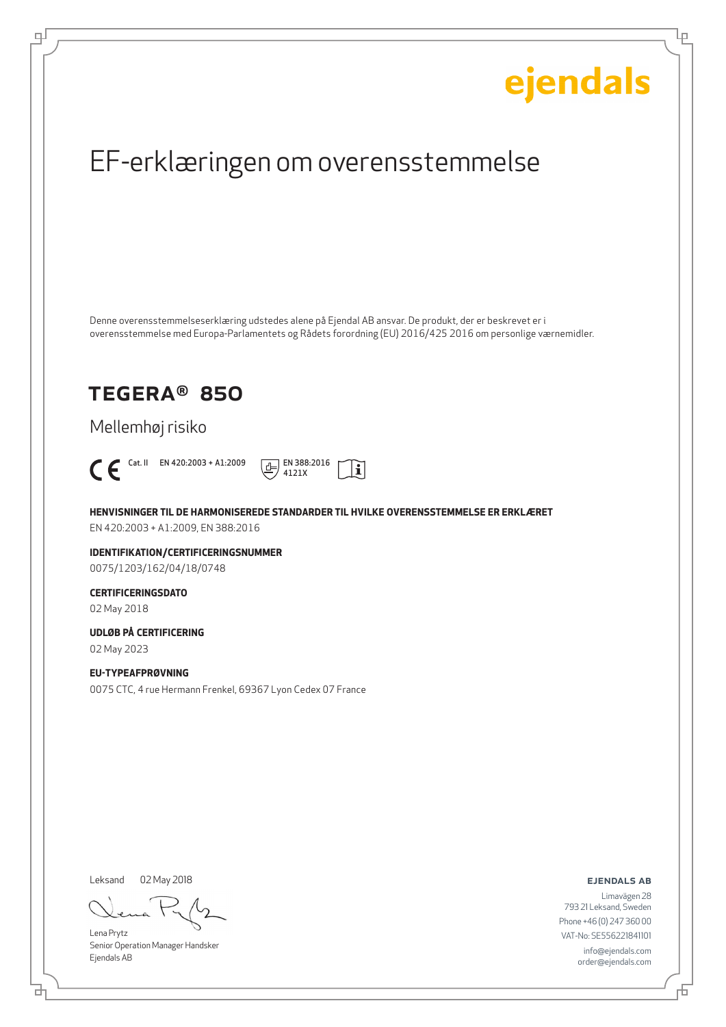ejendals

# EF-erklæringen om overensstemmelse

Denne overensstemmelseserklæring udstedes alene på Ejendal AB ansvar. De produkt, der er beskrevet er i overensstemmelse med Europa-Parlamentets og Rådets forordning (EU) 2016/425 2016 om personlige værnemidler.

## TEGERA® 850

Mellemhøj risiko

CE Cat. II EN 420:2003 + A1:2009 EN 388:2016 4121X

**HENVISNINGER TIL DE HARMONISEREDE STANDARDER TIL HVILKE OVERENSSTEMMELSE ER ERKLÆRET**

EN 420:2003 + A1:2009, EN 388:2016

**IDENTIFIKATION/CERTIFICERINGSNUMMER**

0075/1203/162/04/18/0748

**CERTIFICERINGSDATO**

02 May 2018

**UDLØB PÅ CERTIFICERING**

02 May 2023

**EU-TYPEAFPRØVNING**

0075 CTC, 4 rue Hermann Frenkel, 69367 Lyon Cedex 07 France

Leksand 02 May 2018

Lena Prytz
Senior Operation Manager Handsker
Ejendals AB

**EJENDALS AB**

Limavägen 28
793 21 Leksand, Sweden
Phone +46 (0) 247 360 00
VAT-No: SE556221841101
info@ejendals.com
order@ejendals.com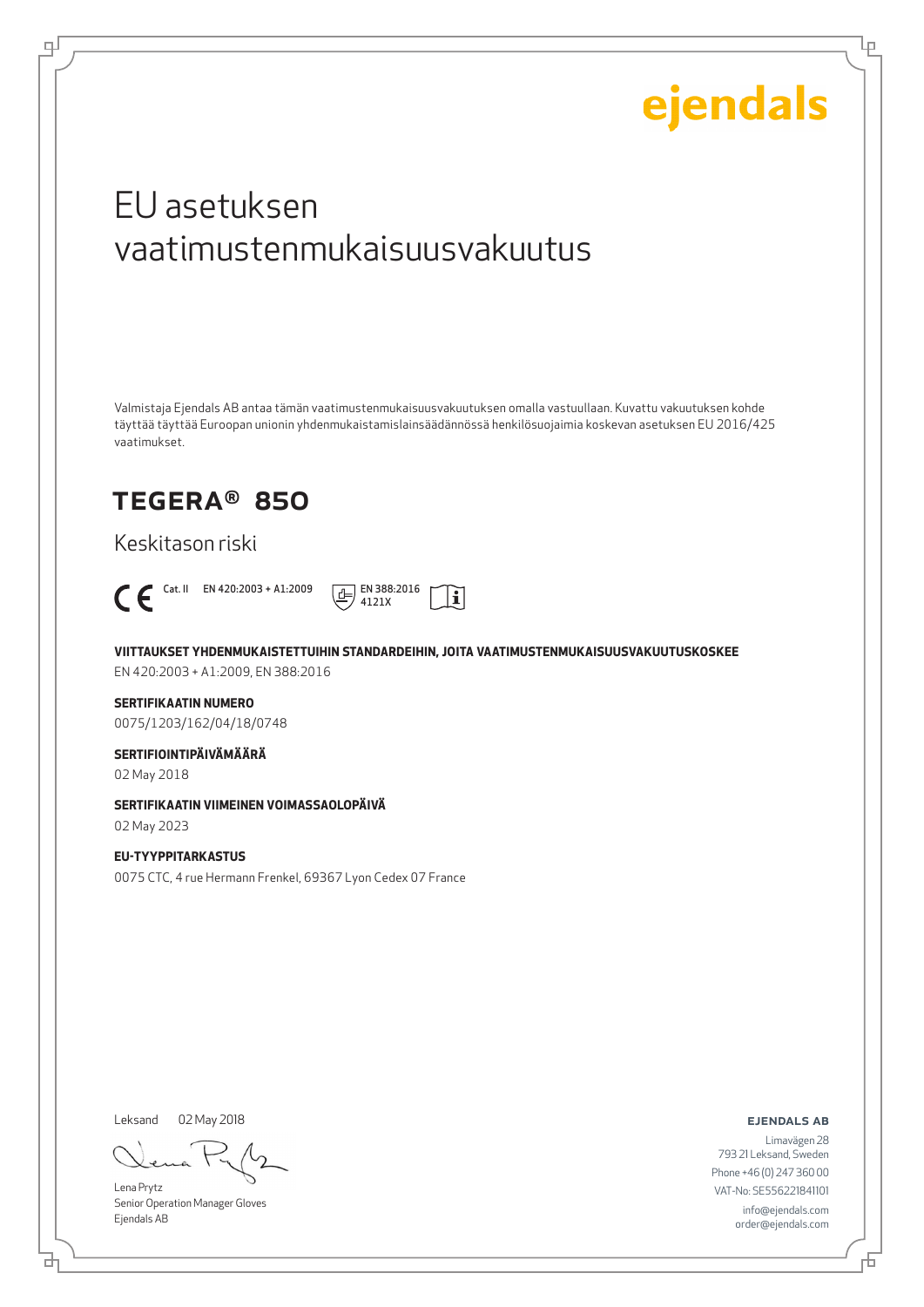ejendals

# EU asetuksen vaatimustenmukaisuusvakuutus

Valmistaja Ejendals AB antaa tämän vaatimustenmukaisuusvakuutuksen omalla vastuullaan. Kuvattu vakuutuksen kohde täyttää täyttää Euroopan unionin yhdenmukaistamislainsäädännössä henkilösuojaimia koskevan asetuksen EU 2016/425 vaatimukset.

## TEGERA® 850

Keskitason riski

CE Cat. II EN 420:2003 + A1:2009 EN 388:2016 4121X

**VIITTAUKSET YHDENMUKAISTETTUIHIN STANDARDEIHIN, JOITA VAATIMUSTENMUKAISUUSVAKUUTUSKOSKEE**
EN 420:2003 + A1:2009, EN 388:2016

**SERTIFIKAATIN NUMERO**
0075/1203/162/04/18/0748

**SERTIFIOINTIPÄIVÄMÄÄRÄ**
02 May 2018

**SERTIFIKAATIN VIIMEINEN VOIMASSAOLOPÄIVÄ**
02 May 2023

**EU-TYYPPITARKASTUS**
0075 CTC, 4 rue Hermann Frenkel, 69367 Lyon Cedex 07 France

Leksand 02 May 2018

Lena Prytz
Senior Operation Manager Gloves
Ejendals AB

**EJENDALS AB**
Limavägen 28
793 21 Leksand, Sweden
Phone +46 (0) 247 360 00
VAT-No: SE556221841101
info@ejendals.com
order@ejendals.com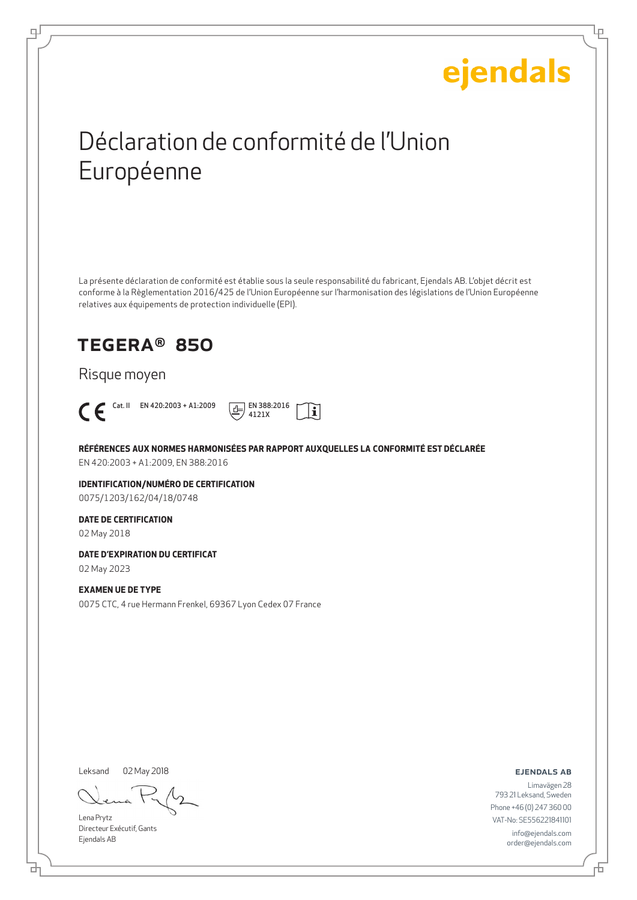ejendals

# Déclaration de conformité de l'Union Européenne

La présente déclaration de conformité est établie sous la seule responsabilité du fabricant, Ejendals AB. L'objet décrit est conforme à la Règlementation 2016/425 de l'Union Européenne sur l'harmonisation des législations de l'Union Européenne relatives aux équipements de protection individuelle (EPI).

## TEGERA® 850

Risque moyen

CE Cat. II EN 420:2003 + A1:2009 EN 388:2016 4121X

**RÉFÉRENCES AUX NORMES HARMONISÉES PAR RAPPORT AUXQUELLES LA CONFORMITÉ EST DÉCLARÉE**
EN 420:2003 + A1:2009, EN 388:2016

**IDENTIFICATION/NUMÉRO DE CERTIFICATION**
0075/1203/162/04/18/0748

**DATE DE CERTIFICATION**
02 May 2018

**DATE D'EXPIRATION DU CERTIFICAT**
02 May 2023

**EXAMEN UE DE TYPE**
0075 CTC, 4 rue Hermann Frenkel, 69367 Lyon Cedex 07 France

Leksand 02 May 2018

Lena Prytz
Directeur Exécutif, Gants
Ejendals AB

**EJENDALS AB**
Limavägen 28
793 21 Leksand, Sweden
Phone +46 (0) 247 360 00
VAT-No: SE556221841101
info@ejendals.com
order@ejendals.com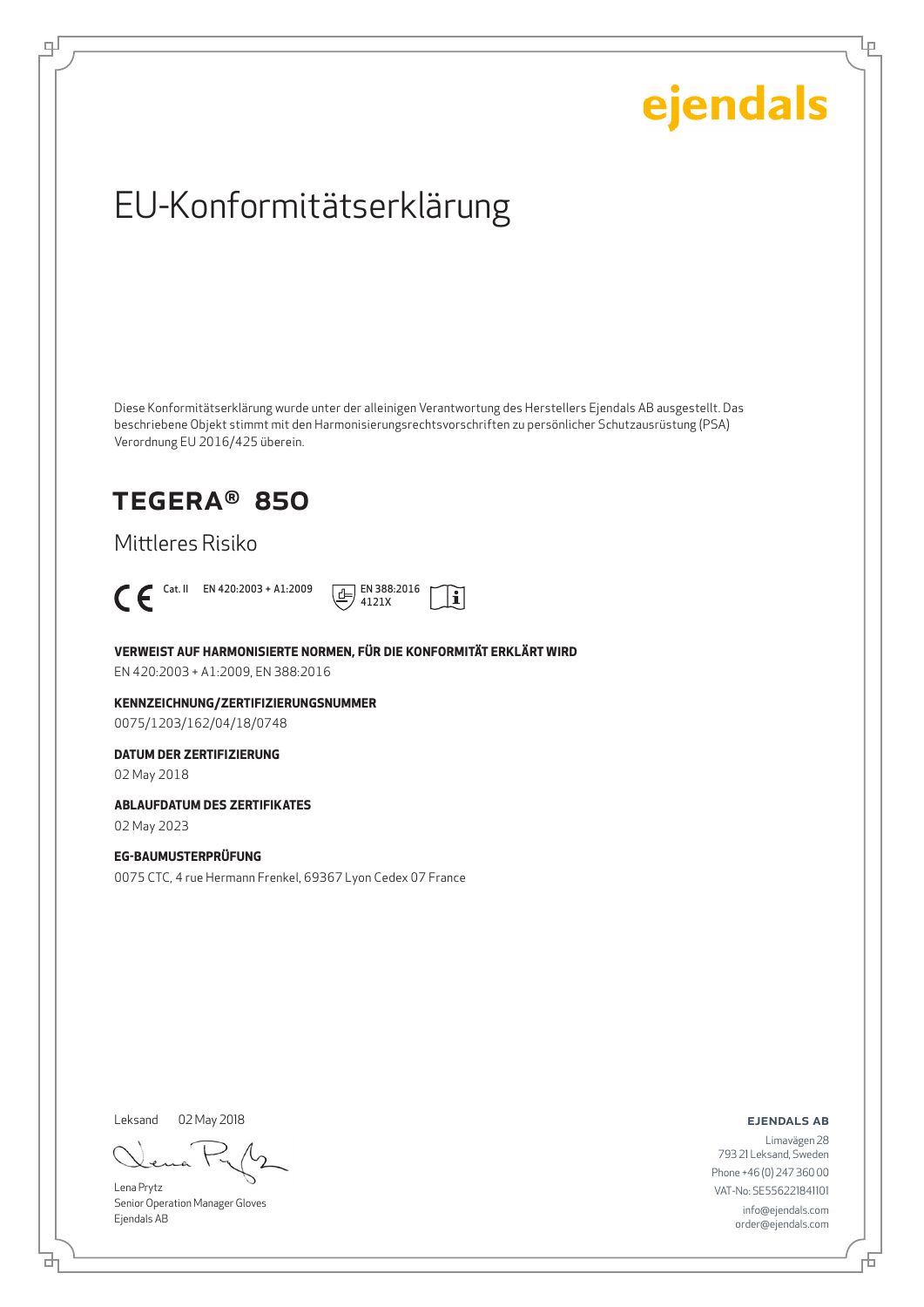ejendals

# EU-Konformitätserklärung

Diese Konformitätserklärung wurde unter der alleinigen Verantwortung des Herstellers Ejendals AB ausgestellt. Das beschriebene Objekt stimmt mit den Harmonisierungsrechtsvorschriften zu persönlicher Schutzausrüstung (PSA) Verordnung EU 2016/425 überein.

## TEGERA® 850

Mittleres Risiko

CE Cat. II EN 420:2003 + A1:2009 EN 388:2016 4121X

**VERWEIST AUF HARMONISIERTE NORMEN, FÜR DIE KONFORMITÄT ERKLÄRT WIRD**

EN 420:2003 + A1:2009, EN 388:2016

**KENNZEICHNUNG/ZERTIFIZIERUNGSNUMMER**

0075/1203/162/04/18/0748

**DATUM DER ZERTIFIZIERUNG**

02 May 2018

**ABLAUFDATUM DES ZERTIFIKATES**

02 May 2023

**EG-BAUMUSTERPRÜFUNG**

0075 CTC, 4 rue Hermann Frenkel, 69367 Lyon Cedex 07 France

Leksand 02 May 2018

Lena Prytz
Senior Operation Manager Gloves
Ejendals AB

**EJENDALS AB**

Limavägen 28
793 21 Leksand, Sweden
Phone +46 (0) 247 360 00
VAT-No: SE556221841101
info@ejendals.com
order@ejendals.com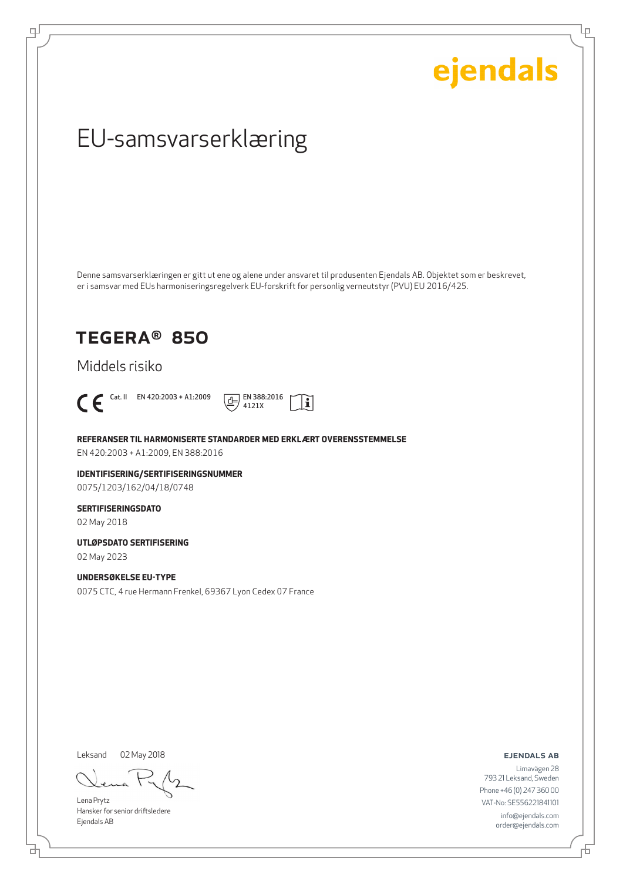ejendals

# EU-samsvarserklæring

Denne samsvarserklæringen er gitt ut ene og alene under ansvaret til produsenten Ejendals AB. Objektet som er beskrevet, er i samsvar med EUs harmoniseringsregelverk EU-forskrift for personlig verneutstyr (PVU) EU 2016/425.

## TEGERA® 850

Middels risiko

CE Cat. II EN 420:2003 + A1:2009 EN 388:2016 4121X

**REFERANSER TIL HARMONISERTE STANDARDER MED ERKLÆRT OVERENSSTEMMELSE**

EN 420:2003 + A1:2009, EN 388:2016

**IDENTIFISERING/SERTIFISERINGSNUMMER**

0075/1203/162/04/18/0748

**SERTIFISERINGSDATO**

02 May 2018

**UTLØPSDATO SERTIFISERING**

02 May 2023

**UNDERSØKELSE EU-TYPE**

0075 CTC, 4 rue Hermann Frenkel, 69367 Lyon Cedex 07 France

Leksand 02 May 2018

Lena Prytz
Hansker for senior driftsledere
Ejendals AB

**EJENDALS AB**

Limavägen 28
793 21 Leksand, Sweden
Phone +46 (0) 247 360 00
VAT-No: SE556221841101
info@ejendals.com
order@ejendals.com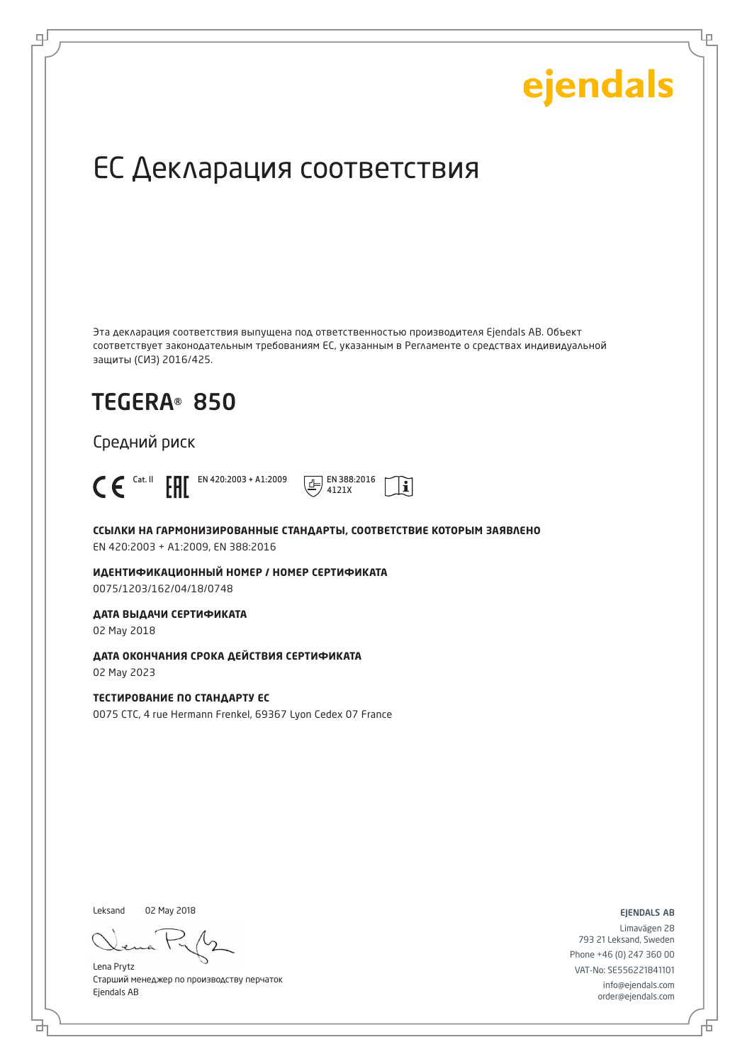ejendals

# ЕС Декларация соответствия

Эта декларация соответствия выпущена под ответственностью производителя Ejendals AB. Объект соответствует законодательным требованиям ЕС, указанным в Регламенте о средствах индивидуальной защиты (СИЗ) 2016/425.

## TEGERA® 850

Средний риск

CE Cat. II EAC EN 420:2003 + A1:2009 EN 388:2016 4121X

**ССЫЛКИ НА ГАРМОНИЗИРОВАННЫЕ СТАНДАРТЫ, СООТВЕТСТВИЕ КОТОРЫМ ЗАЯВЛЕНО**
EN 420:2003 + A1:2009, EN 388:2016

**ИДЕНТИФИКАЦИОННЫЙ НОМЕР / НОМЕР СЕРТИФИКАТА**
0075/1203/162/04/18/0748

**ДАТА ВЫДАЧИ СЕРТИФИКАТА**
02 May 2018

**ДАТА ОКОНЧАНИЯ СРОКА ДЕЙСТВИЯ СЕРТИФИКАТА**
02 May 2023

**ТЕСТИРОВАНИЕ ПО СТАНДАРТУ ЕС**
0075 CTC, 4 rue Hermann Frenkel, 69367 Lyon Cedex 07 France

Leksand 02 May 2018

Lena Prytz
Старший менеджер по производству перчаток
Ejendals AB

EJENDALS AB
Limavägen 28
793 21 Leksand, Sweden
Phone +46 (0) 247 360 00
VAT-No: SE556221841101
info@ejendals.com
order@ejendals.com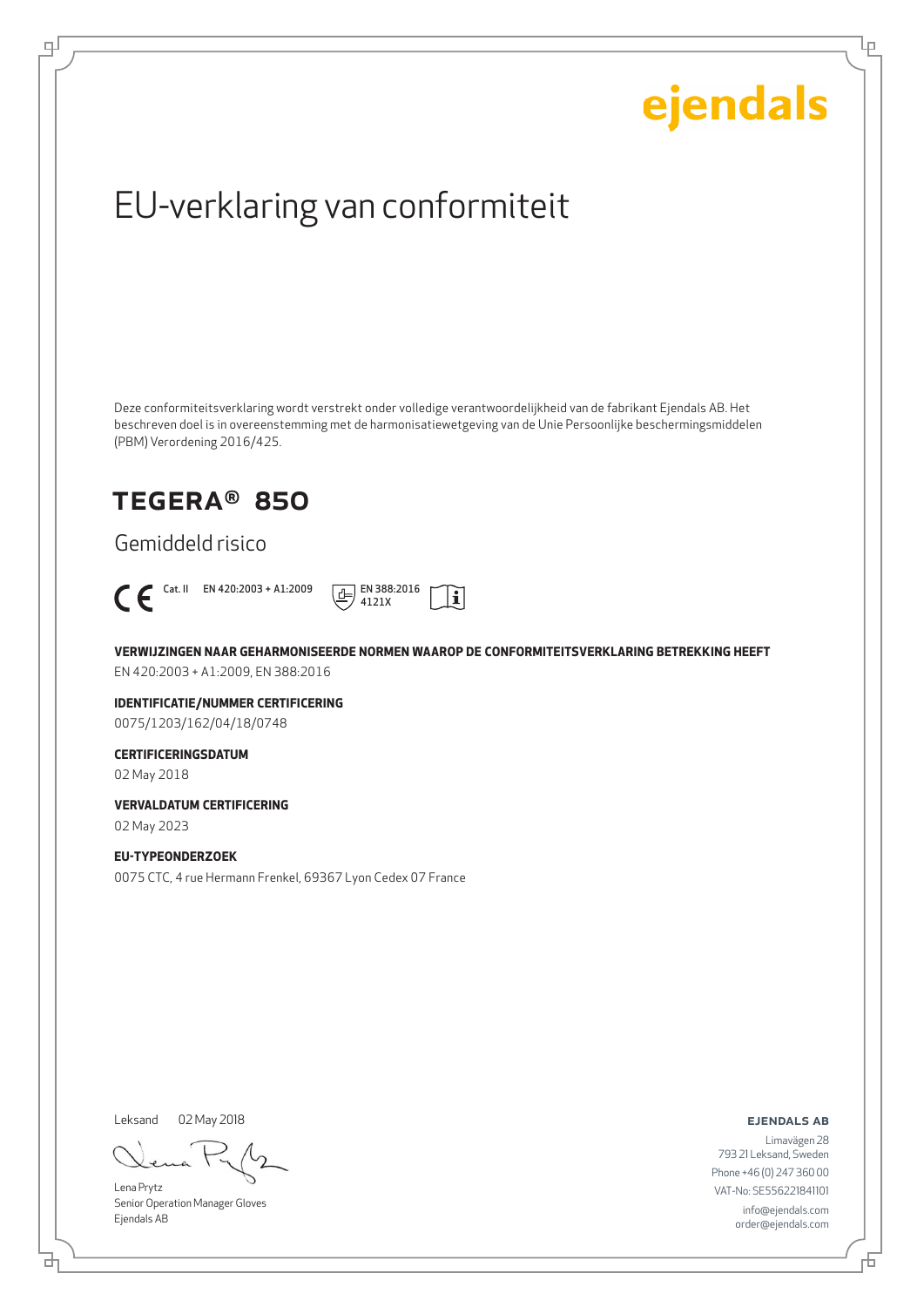ejendals

# EU-verklaring van conformiteit

Deze conformiteitsverklaring wordt verstrekt onder volledige verantwoordelijkheid van de fabrikant Ejendals AB. Het beschreven doel is in overeenstemming met de harmonisatiewetgeving van de Unie Persoonlijke beschermingsmiddelen (PBM) Verordening 2016/425.

## TEGERA® 850

Gemiddeld risico

CE Cat. II EN 420:2003 + A1:2009 EN 388:2016 4121X

**VERWIJZINGEN NAAR GEHARMONISEERDE NORMEN WAAROP DE CONFORMITEITSVERKLARING BETREKKING HEEFT**

EN 420:2003 + A1:2009, EN 388:2016

**IDENTIFICATIE/NUMMER CERTIFICERING**

0075/1203/162/04/18/0748

**CERTIFICERINGSDATUM**

02 May 2018

**VERVALDATUM CERTIFICERING**

02 May 2023

**EU-TYPEONDERZOEK**

0075 CTC, 4 rue Hermann Frenkel, 69367 Lyon Cedex 07 France

Leksand 02 May 2018

Lena Prytz
Senior Operation Manager Gloves
Ejendals AB

**EJENDALS AB**

Limavägen 28
793 21 Leksand, Sweden
Phone +46 (0) 247 360 00
VAT-No: SE556221841101
info@ejendals.com
order@ejendals.com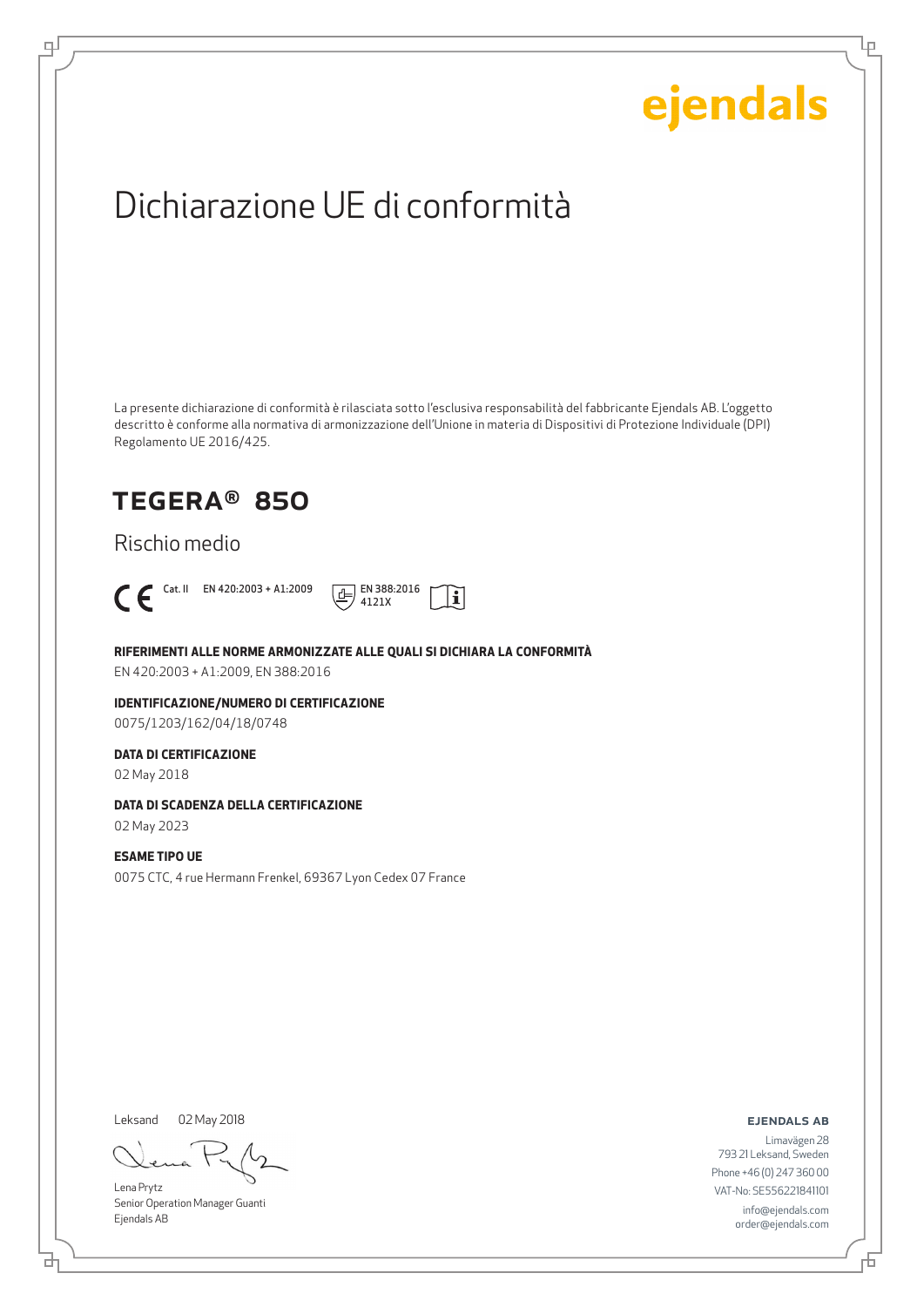ejendals

# Dichiarazione UE di conformità

La presente dichiarazione di conformità è rilasciata sotto l'esclusiva responsabilità del fabbricante Ejendals AB. L'oggetto descritto è conforme alla normativa di armonizzazione dell'Unione in materia di Dispositivi di Protezione Individuale (DPI) Regolamento UE 2016/425.

## TEGERA® 850

Rischio medio

CE Cat. II EN 420:2003 + A1:2009 EN 388:2016 4121X

**RIFERIMENTI ALLE NORME ARMONIZZATE ALLE QUALI SI DICHIARA LA CONFORMITÀ**
EN 420:2003 + A1:2009, EN 388:2016

**IDENTIFICAZIONE/NUMERO DI CERTIFICAZIONE**
0075/1203/162/04/18/0748

**DATA DI CERTIFICAZIONE**
02 May 2018

**DATA DI SCADENZA DELLA CERTIFICAZIONE**
02 May 2023

**ESAME TIPO UE**
0075 CTC, 4 rue Hermann Frenkel, 69367 Lyon Cedex 07 France

Leksand 02 May 2018

Lena Prytz
Senior Operation Manager Guanti
Ejendals AB

**EJENDALS AB**
Limavägen 28
793 21 Leksand, Sweden
Phone +46 (0) 247 360 00
VAT-No: SE556221841101
info@ejendals.com
order@ejendals.com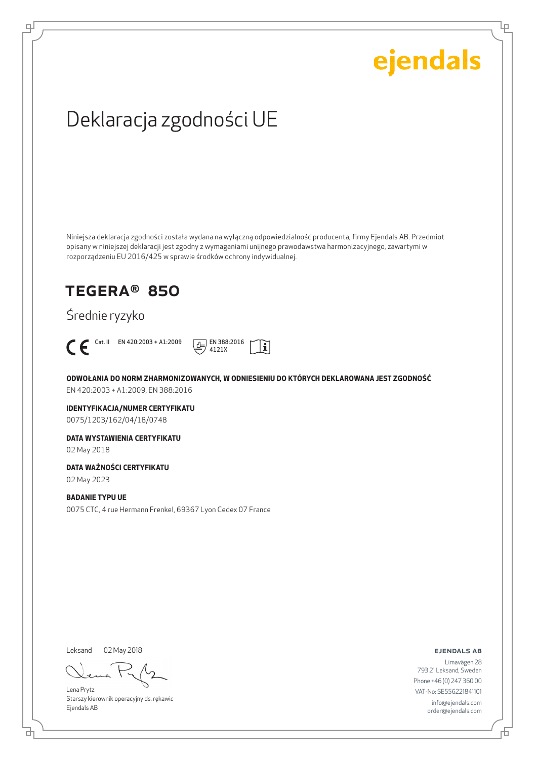ejendals

# Deklaracja zgodności UE

Niniejsza deklaracja zgodności została wydana na wyłączną odpowiedzialność producenta, firmy Ejendals AB. Przedmiot opisany w niniejszej deklaracji jest zgodny z wymaganiami unijnego prawodawstwa harmonizacyjnego, zawartymi w rozporządzeniu EU 2016/425 w sprawie środków ochrony indywidualnej.

## TEGERA® 850

Średnie ryzyko

CE Cat. II EN 420:2003 + A1:2009 EN 388:2016 4121X

**ODWOŁANIA DO NORM ZHARMONIZOWANYCH, W ODNIESIENIU DO KTÓRYCH DEKLAROWANA JEST ZGODNOŚĆ**

EN 420:2003 + A1:2009, EN 388:2016

**IDENTYFIKACJA/NUMER CERTYFIKATU**

0075/1203/162/04/18/0748

**DATA WYSTAWIENIA CERTYFIKATU**

02 May 2018

**DATA WAŻNOŚCI CERTYFIKATU**

02 May 2023

**BADANIE TYPU UE**

0075 CTC, 4 rue Hermann Frenkel, 69367 Lyon Cedex 07 France

Leksand 02 May 2018

Lena Prytz
Starszy kierownik operacyjny ds. rękawic
Ejendals AB

**EJENDALS AB**

Limavägen 28
793 21 Leksand, Sweden
Phone +46 (0) 247 360 00
VAT-No: SE556221841101
info@ejendals.com
order@ejendals.com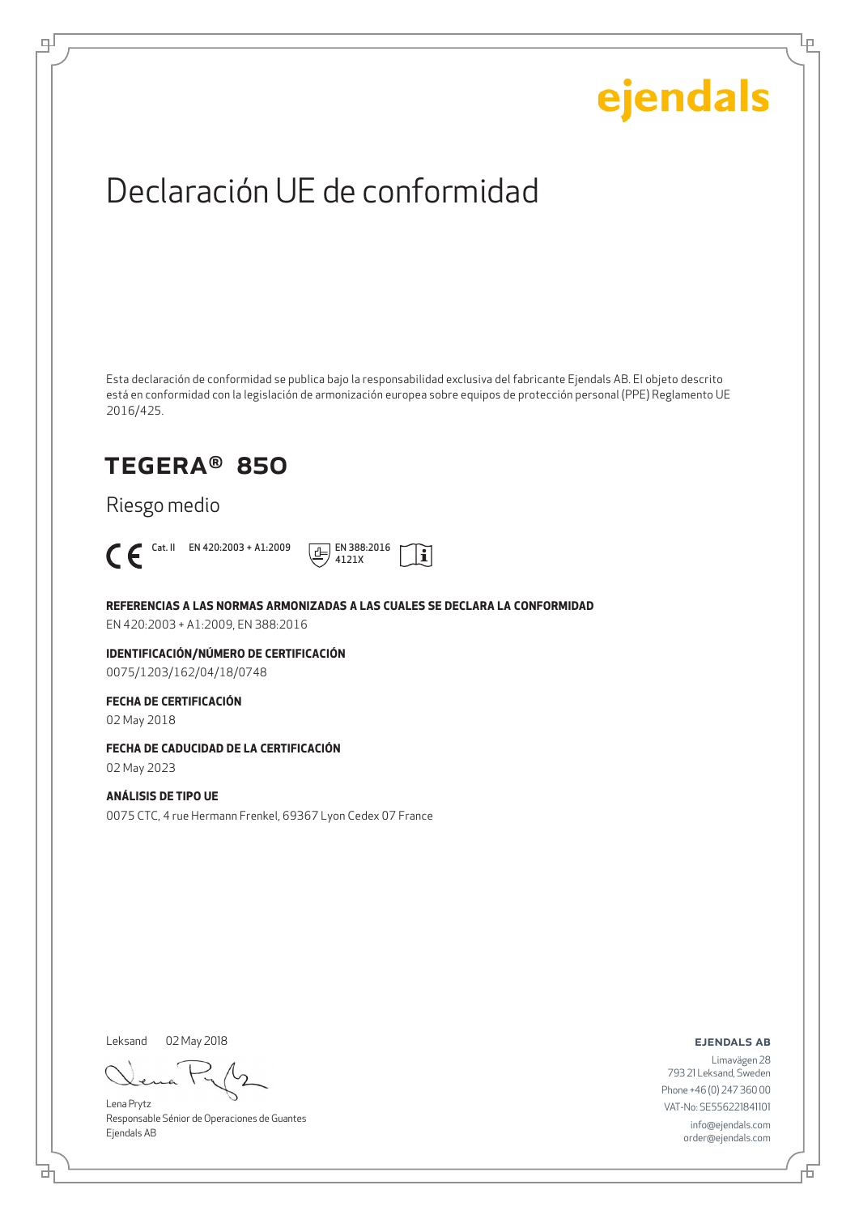ejendals

# Declaración UE de conformidad

Esta declaración de conformidad se publica bajo la responsabilidad exclusiva del fabricante Ejendals AB. El objeto descrito está en conformidad con la legislación de armonización europea sobre equipos de protección personal (PPE) Reglamento UE 2016/425.

## TEGERA® 850

Riesgo medio

CE Cat. II EN 420:2003 + A1:2009 EN 388:2016 4121X

**REFERENCIAS A LAS NORMAS ARMONIZADAS A LAS CUALES SE DECLARA LA CONFORMIDAD**

EN 420:2003 + A1:2009, EN 388:2016

**IDENTIFICACIÓN/NÚMERO DE CERTIFICACIÓN**

0075/1203/162/04/18/0748

**FECHA DE CERTIFICACIÓN**

02 May 2018

**FECHA DE CADUCIDAD DE LA CERTIFICACIÓN**

02 May 2023

**ANÁLISIS DE TIPO UE**

0075 CTC, 4 rue Hermann Frenkel, 69367 Lyon Cedex 07 France

Leksand 02 May 2018

Lena Prytz
Responsable Sénior de Operaciones de Guantes
Ejendals AB

**EJENDALS AB**
Limavägen 28
793 21 Leksand, Sweden
Phone +46 (0) 247 360 00
VAT-No: SE556221841101
info@ejendals.com
order@ejendals.com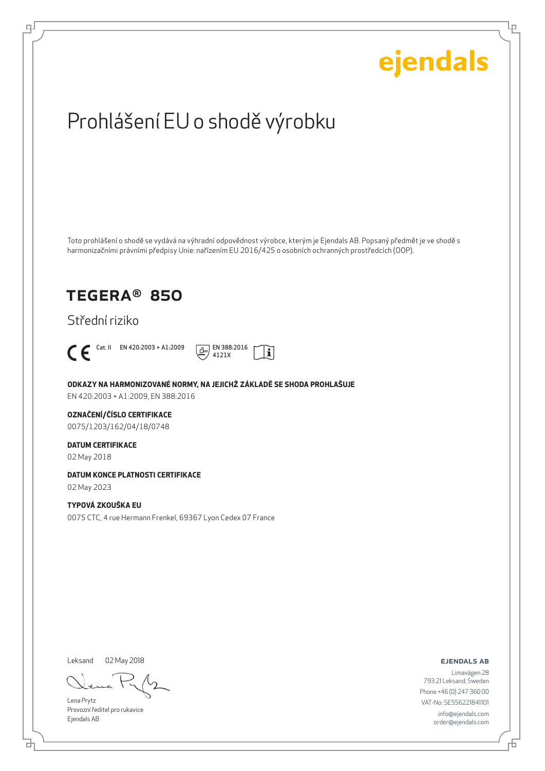ejendals

# Prohlášení EU o shodě výrobku

Toto prohlášení o shodě se vydává na výhradní odpovědnost výrobce, kterým je Ejendals AB. Popsaný předmět je ve shodě s harmonizačními právními předpisy Unie: nařízením EU 2016/425 o osobních ochranných prostředcích (OOP).

## TEGERA® 850

Střední riziko

CE Cat. II EN 420:2003 + A1:2009 EN 388:2016 4121X

**ODKAZY NA HARMONIZOVANÉ NORMY, NA JEJICHŽ ZÁKLADĚ SE SHODA PROHLAŠUJE**
EN 420:2003 + A1:2009, EN 388:2016

**OZNAČENÍ/ČÍSLO CERTIFIKACE**
0075/1203/162/04/18/0748

**DATUM CERTIFIKACE**
02 May 2018

**DATUM KONCE PLATNOSTI CERTIFIKACE**
02 May 2023

**TYPOVÁ ZKOUŠKA EU**
0075 CTC, 4 rue Hermann Frenkel, 69367 Lyon Cedex 07 France

Leksand 02 May 2018

Lena Prytz
Provozní ředitel pro rukavice
Ejendals AB

**EJENDALS AB**
Limavägen 28
793 21 Leksand, Sweden
Phone +46 (0) 247 360 00
VAT-No: SE556221841101
info@ejendals.com
order@ejendals.com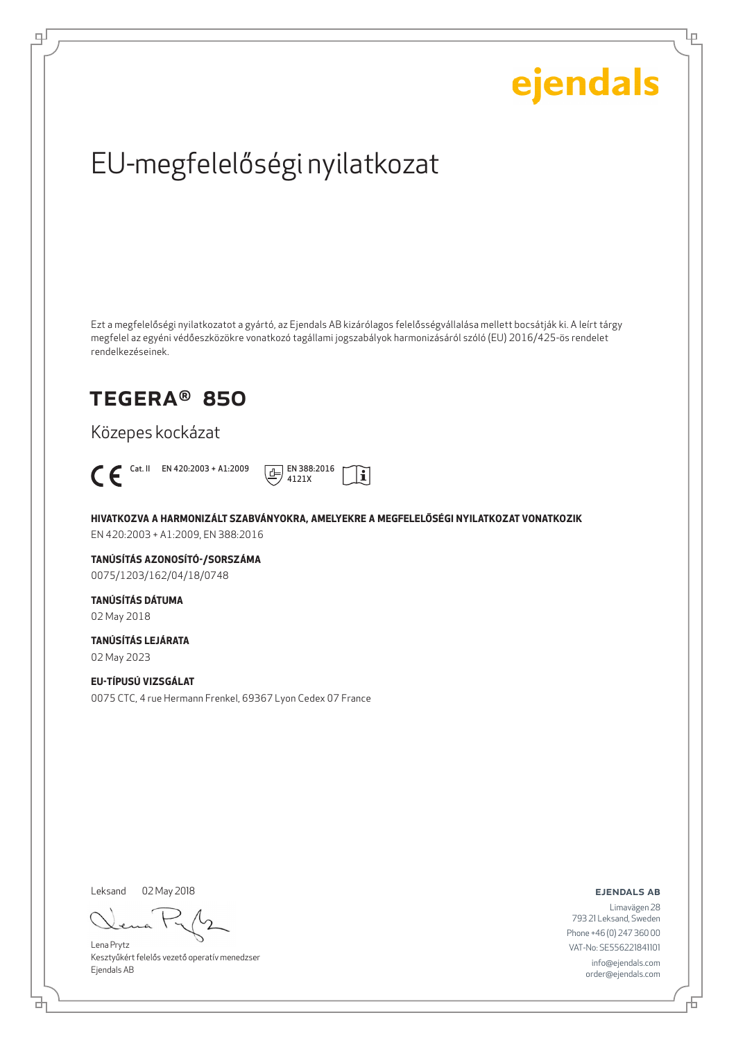ejendals

# EU-megfelelőségi nyilatkozat

Ezt a megfelelőségi nyilatkozatot a gyártó, az Ejendals AB kizárólagos felelősségvállalása mellett bocsátják ki. A leírt tárgy megfelel az egyéni védőeszközökre vonatkozó tagállami jogszabályok harmonizásáról szóló (EU) 2016/425-ös rendelet rendelkezéseinek.

## TEGERA® 850

Közepes kockázat

CE Cat. II EN 420:2003 + A1:2009 EN 388:2016 4121X

**HIVATKOZVA A HARMONIZÁLT SZABVÁNYOKRA, AMELYEKRE A MEGFELELŐSÉGI NYILATKOZAT VONATKOZIK**
EN 420:2003 + A1:2009, EN 388:2016

**TANÚSÍTÁS AZONOSÍTÓ-/SORSZÁMA**
0075/1203/162/04/18/0748

**TANÚSÍTÁS DÁTUMA**
02 May 2018

**TANÚSÍTÁS LEJÁRATA**
02 May 2023

**EU-TÍPUSÚ VIZSGÁLAT**
0075 CTC, 4 rue Hermann Frenkel, 69367 Lyon Cedex 07 France

Leksand 02 May 2018

Lena Prytz
Kesztyűkért felelős vezető operatív menedzser
Ejendals AB

**EJENDALS AB**
Limavägen 28
793 21 Leksand, Sweden
Phone +46 (0) 247 360 00
VAT-No: SE556221841101
info@ejendals.com
order@ejendals.com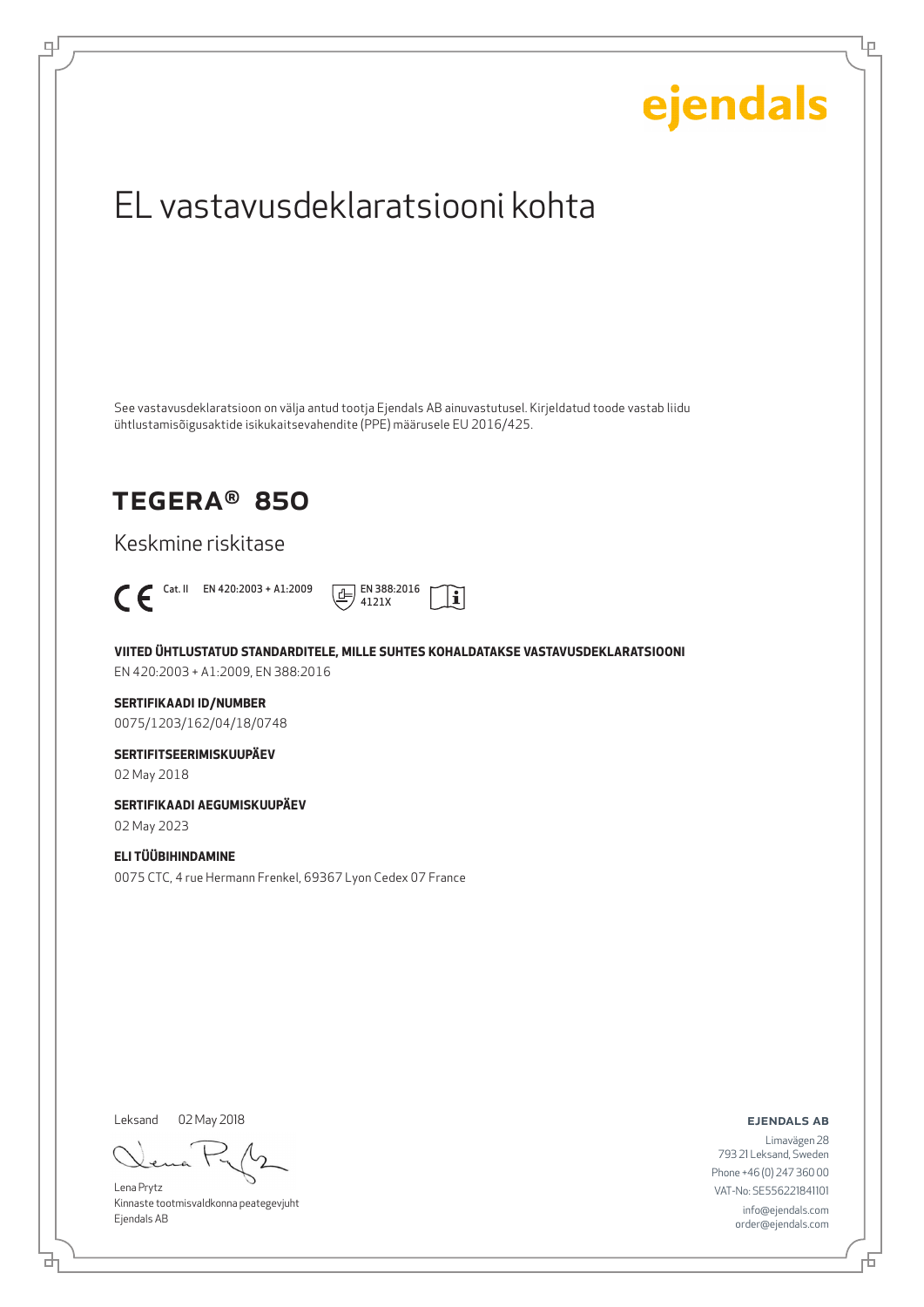ejendals

# EL vastavusdeklaratsiooni kohta

See vastavusdeklaratsioon on välja antud tootja Ejendals AB ainuvastutusel. Kirjeldatud toode vastab liidu ühtlustamisõigusaktide isikukaitsevahendite (PPE) määrusele EU 2016/425.

## TEGERA® 850

Keskmine riskitase

CE Cat. II EN 420:2003 + A1:2009 EN 388:2016 4121X

**VIITED ÜHTLUSTATUD STANDARDITELE, MILLE SUHTES KOHALDATAKSE VASTAVUSDEKLARATSIOONI**
EN 420:2003 + A1:2009, EN 388:2016

**SERTIFIKAADI ID/NUMBER**
0075/1203/162/04/18/0748

**SERTIFITSEERIMISKUUPÄEV**
02 May 2018

**SERTIFIKAADI AEGUMISKUUPÄEV**
02 May 2023

**ELI TÜÜBIHINDAMINE**
0075 CTC, 4 rue Hermann Frenkel, 69367 Lyon Cedex 07 France

Leksand 02 May 2018

Lena Prytz
Kinnaste tootmisvaldkonna peategevjuht
Ejendals AB

**EJENDALS AB**
Limavägen 28
793 21 Leksand, Sweden
Phone +46 (0) 247 360 00
VAT-No: SE556221841101
info@ejendals.com
order@ejendals.com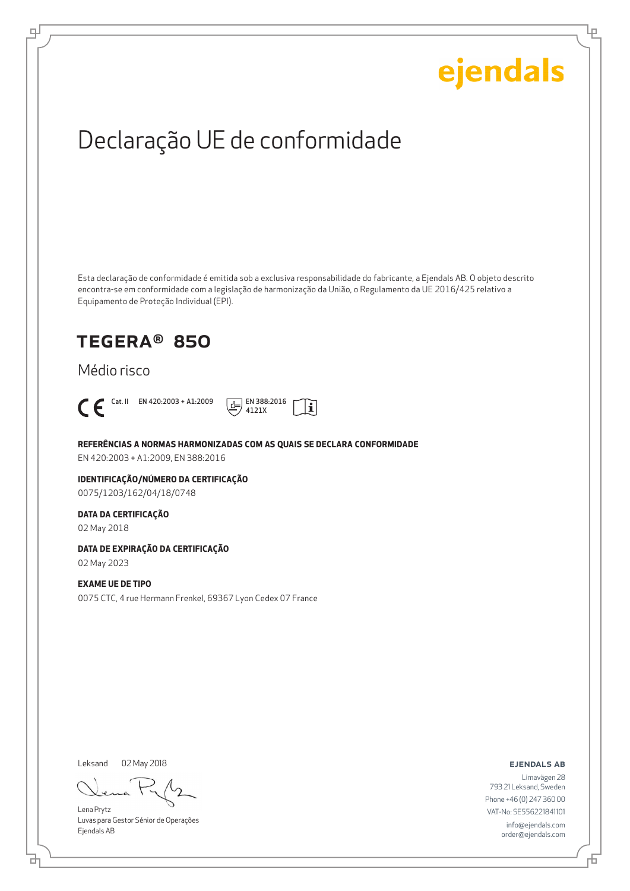ejendals

# Declaração UE de conformidade

Esta declaração de conformidade é emitida sob a exclusiva responsabilidade do fabricante, a Ejendals AB. O objeto descrito encontra-se em conformidade com a legislação de harmonização da União, o Regulamento da UE 2016/425 relativo a Equipamento de Proteção Individual (EPI).

## TEGERA® 850

Médio risco

CE Cat. II EN 420:2003 + A1:2009 EN 388:2016 4121X

**REFERÊNCIAS A NORMAS HARMONIZADAS COM AS QUAIS SE DECLARA CONFORMIDADE**
EN 420:2003 + A1:2009, EN 388:2016

**IDENTIFICAÇÃO/NÚMERO DA CERTIFICAÇÃO**
0075/1203/162/04/18/0748

**DATA DA CERTIFICAÇÃO**
02 May 2018

**DATA DE EXPIRAÇÃO DA CERTIFICAÇÃO**
02 May 2023

**EXAME UE DE TIPO**
0075 CTC, 4 rue Hermann Frenkel, 69367 Lyon Cedex 07 France

Leksand 02 May 2018

Lena Prytz
Luvas para Gestor Sénior de Operações
Ejendals AB

**EJENDALS AB**
Limavägen 28
793 21 Leksand, Sweden
Phone +46 (0) 247 360 00
VAT-No: SE556221841101
info@ejendals.com
order@ejendals.com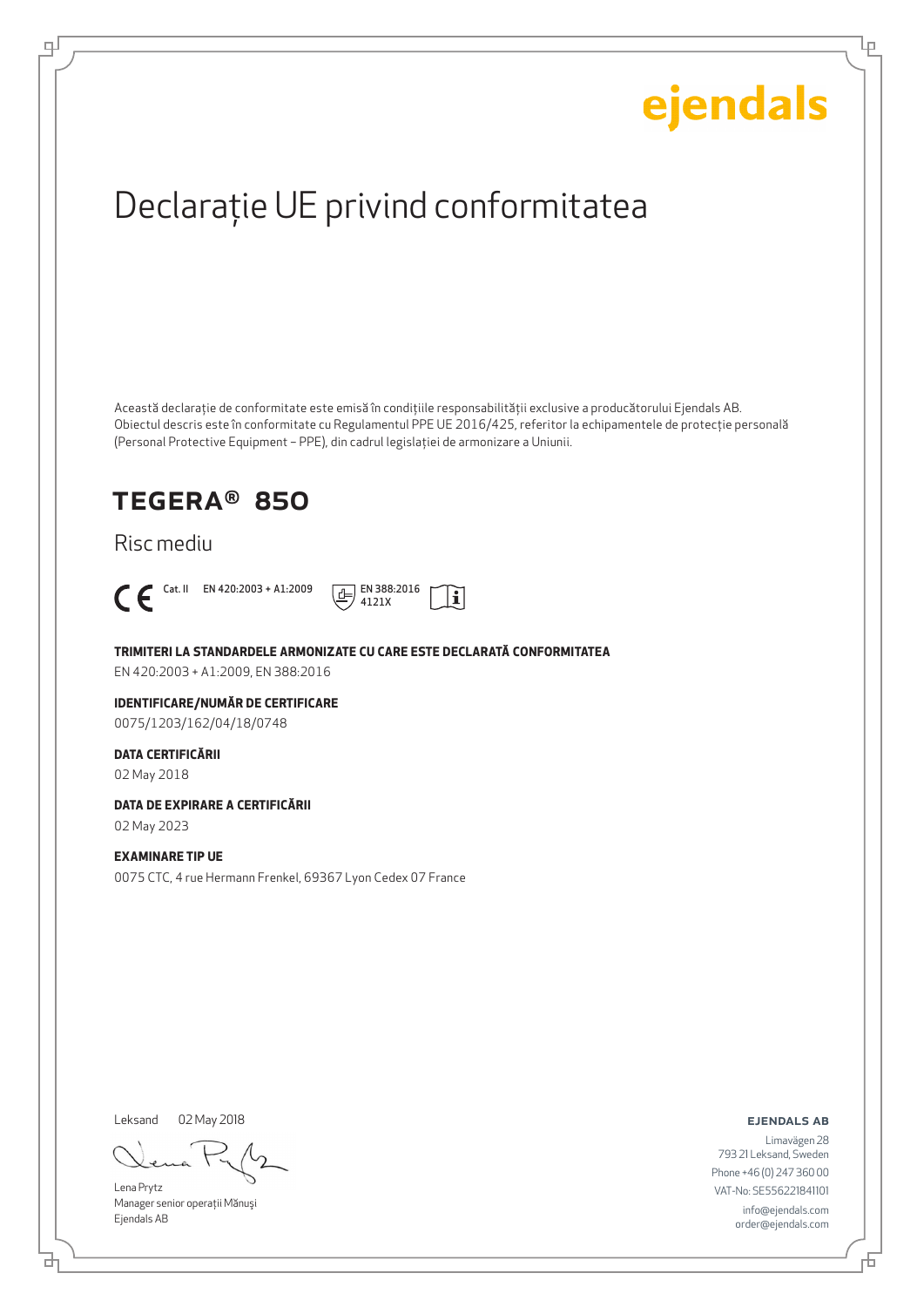ejendals

# Declarație UE privind conformitatea

Această declarație de conformitate este emisă în condițiile responsabilității exclusive a producătorului Ejendals AB. Obiectul descris este în conformitate cu Regulamentul PPE UE 2016/425, referitor la echipamentele de protecție personală (Personal Protective Equipment – PPE), din cadrul legislației de armonizare a Uniunii.

## TEGERA® 850

Risc mediu

CE Cat. II EN 420:2003 + A1:2009 EN 388:2016 4121X

**TRIMITERI LA STANDARDELE ARMONIZATE CU CARE ESTE DECLARATĂ CONFORMITATEA**

EN 420:2003 + A1:2009, EN 388:2016

**IDENTIFICARE/NUMĂR DE CERTIFICARE**

0075/1203/162/04/18/0748

**DATA CERTIFICĂRII**

02 May 2018

**DATA DE EXPIRARE A CERTIFICĂRII**

02 May 2023

**EXAMINARE TIP UE**

0075 CTC, 4 rue Hermann Frenkel, 69367 Lyon Cedex 07 France

Leksand 02 May 2018

Lena Prytz
Manager senior operații Mănuși
Ejendals AB

**EJENDALS AB**

Limavägen 28
793 21 Leksand, Sweden
Phone +46 (0) 247 360 00
VAT-No: SE556221841101
info@ejendals.com
order@ejendals.com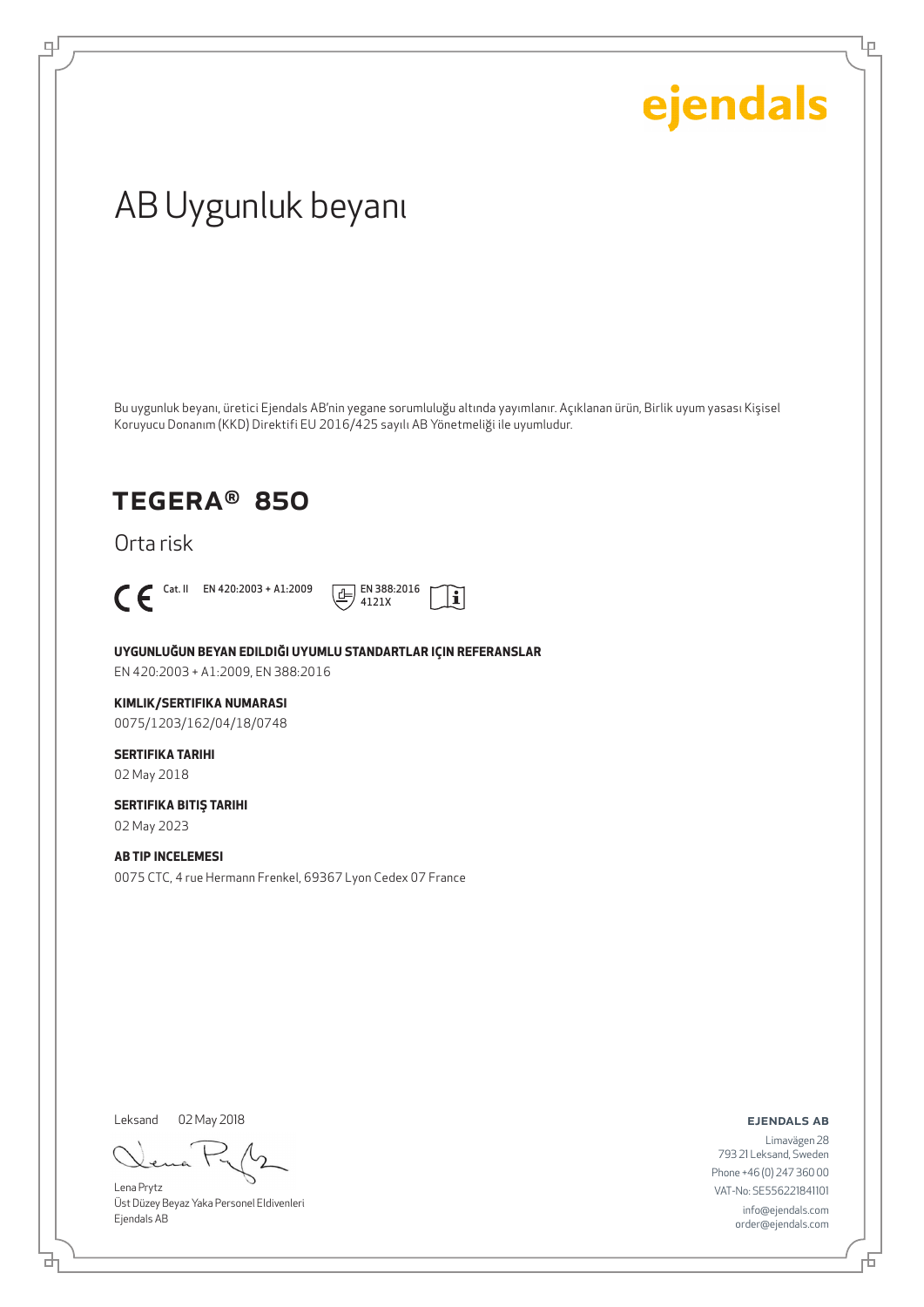ejendals

# AB Uygunluk beyanı

Bu uygunluk beyanı, üretici Ejendals AB'nin yegane sorumluluğu altında yayımlanır. Açıklanan ürün, Birlik uyum yasası Kişisel Koruyucu Donanım (KKD) Direktifi EU 2016/425 sayılı AB Yönetmeliği ile uyumludur.

## TEGERA® 850

Orta risk

CE Cat. II EN 420:2003 + A1:2009 EN 388:2016 4121X

**UYGUNLUĞUN BEYAN EDILDIĞI UYUMLU STANDARTLAR IÇIN REFERANSLAR**
EN 420:2003 + A1:2009, EN 388:2016

**KIMLIK/SERTIFIKA NUMARASI**
0075/1203/162/04/18/0748

**SERTIFIKA TARIHI**
02 May 2018

**SERTIFIKA BITIŞ TARIHI**
02 May 2023

**AB TIP INCELEMESI**
0075 CTC, 4 rue Hermann Frenkel, 69367 Lyon Cedex 07 France

Leksand 02 May 2018

Lena Prytz
Üst Düzey Beyaz Yaka Personel Eldivenleri
Ejendals AB

**EJENDALS AB**
Limavägen 28
793 21 Leksand, Sweden
Phone +46 (0) 247 360 00
VAT-No: SE556221841101
info@ejendals.com
order@ejendals.com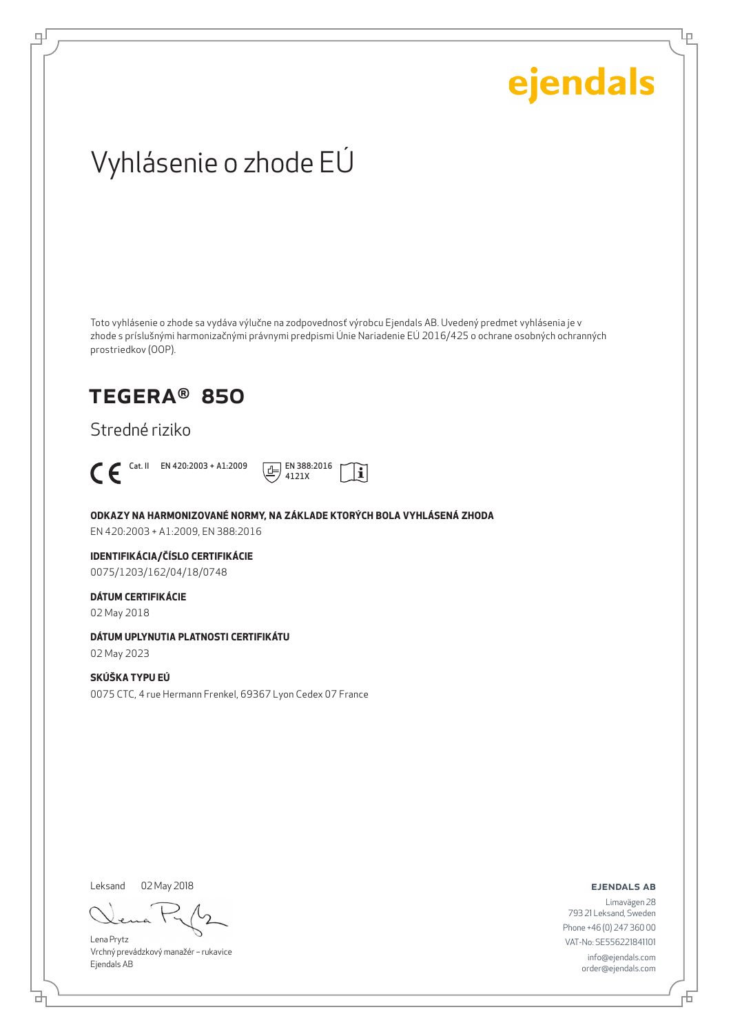ejendals

# Vyhlásenie o zhode EÚ

Toto vyhlásenie o zhode sa vydáva výlučne na zodpovednosť výrobcu Ejendals AB. Uvedený predmet vyhlásenia je v zhode s príslušnými harmonizačnými právnymi predpismi Únie Nariadenie EÚ 2016/425 o ochrane osobných ochranných prostriedkov (OOP).

## TEGERA® 850

Stredné riziko

CE Cat. II EN 420:2003 + A1:2009 EN 388:2016 4121X

**ODKAZY NA HARMONIZOVANÉ NORMY, NA ZÁKLADE KTORÝCH BOLA VYHLÁSENÁ ZHODA**
EN 420:2003 + A1:2009, EN 388:2016

**IDENTIFIKÁCIA/ČÍSLO CERTIFIKÁCIE**
0075/1203/162/04/18/0748

**DÁTUM CERTIFIKÁCIE**
02 May 2018

**DÁTUM UPLYNUTIA PLATNOSTI CERTIFIKÁTU**
02 May 2023

**SKÚŠKA TYPU EÚ**
0075 CTC, 4 rue Hermann Frenkel, 69367 Lyon Cedex 07 France

Leksand 02 May 2018

Lena Prytz
Vrchný prevádzkový manažér – rukavice
Ejendals AB

**EJENDALS AB**
Limavägen 28
793 21 Leksand, Sweden
Phone +46 (0) 247 360 00
VAT-No: SE556221841101
info@ejendals.com
order@ejendals.com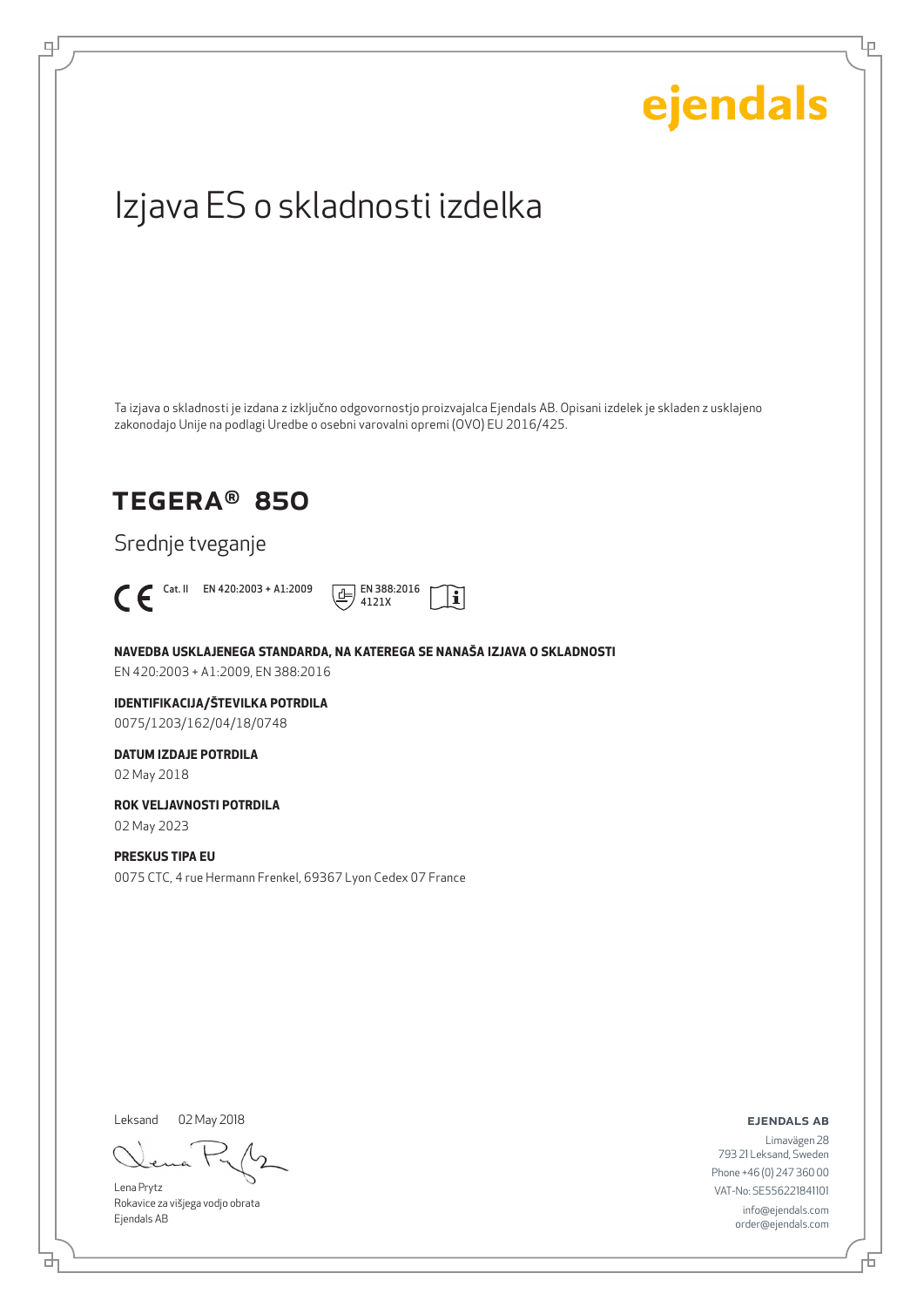ejendals

# Izjava ES o skladnosti izdelka

Ta izjava o skladnosti je izdana z izključno odgovornostjo proizvajalca Ejendals AB. Opisani izdelek je skladen z usklajeno zakonodajo Unije na podlagi Uredbe o osebni varovalni opremi (OVO) EU 2016/425.

## TEGERA® 850

Srednje tveganje

CE Cat. II EN 420:2003 + A1:2009 EN 388:2016 4121X

**NAVEDBA USKLAJENEGA STANDARDA, NA KATEREGA SE NANAŠA IZJAVA O SKLADNOSTI**
EN 420:2003 + A1:2009, EN 388:2016

**IDENTIFIKACIJA/ŠTEVILKA POTRDILA**
0075/1203/162/04/18/0748

**DATUM IZDAJE POTRDILA**
02 May 2018

**ROK VELJAVNOSTI POTRDILA**
02 May 2023

**PRESKUS TIPA EU**
0075 CTC, 4 rue Hermann Frenkel, 69367 Lyon Cedex 07 France

Leksand 02 May 2018

Lena Prytz
Rokavice za višjega vodjo obrata
Ejendals AB

**EJENDALS AB**
Limavägen 28
793 21 Leksand, Sweden
Phone +46 (0) 247 360 00
VAT-No: SE556221841101
info@ejendals.com
order@ejendals.com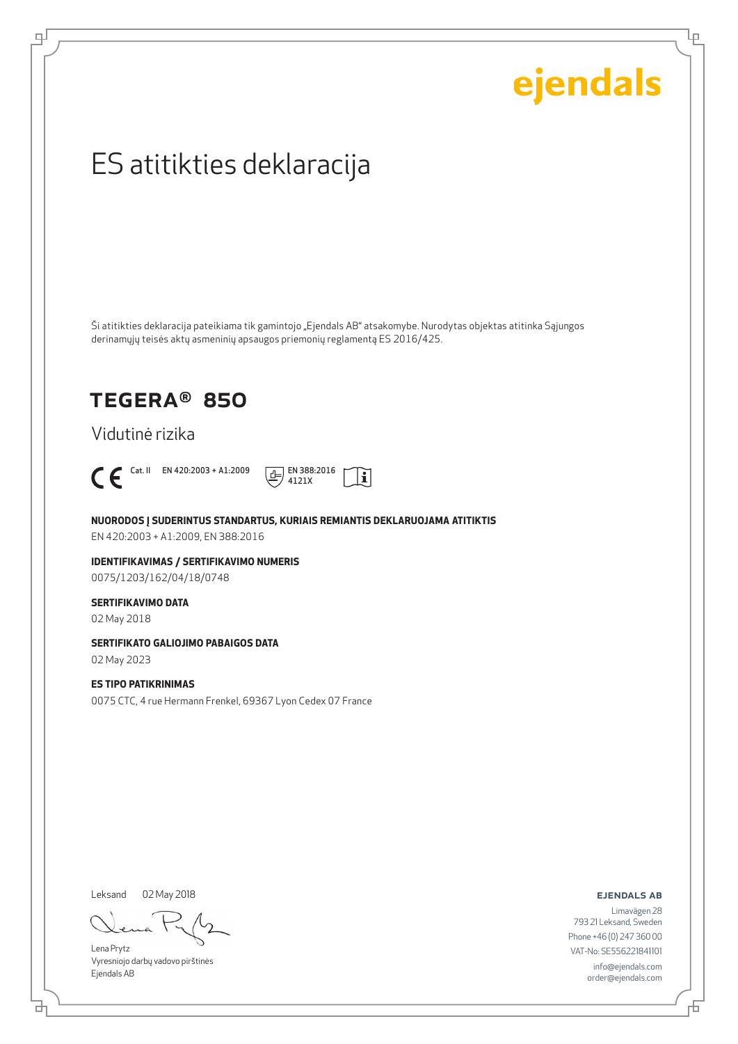ejendals

# ES atitikties deklaracija

Ši atitikties deklaracija pateikiama tik gamintojo „Ejendals AB" atsakomybe. Nurodytas objektas atitinka Sąjungos derinamųjų teisės aktų asmeninių apsaugos priemonių reglamentą ES 2016/425.

## TEGERA® 850

Vidutinė rizika

CE Cat. II EN 420:2003 + A1:2009 EN 388:2016 4121X

**NUORODOS Į SUDERINTUS STANDARTUS, KURIAIS REMIANTIS DEKLARUOJAMA ATITIKTIS**

EN 420:2003 + A1:2009, EN 388:2016

**IDENTIFIKAVIMAS / SERTIFIKAVIMO NUMERIS**

0075/1203/162/04/18/0748

**SERTIFIKAVIMO DATA**

02 May 2018

**SERTIFIKATO GALIOJIMO PABAIGOS DATA**

02 May 2023

**ES TIPO PATIKRINIMAS**

0075 CTC, 4 rue Hermann Frenkel, 69367 Lyon Cedex 07 France

Leksand 02 May 2018

Lena Prytz
Vyresniojo darbų vadovo pirštinės
Ejendals AB

**EJENDALS AB**

Limavägen 28
793 21 Leksand, Sweden
Phone +46 (0) 247 360 00
VAT-No: SE556221841101
info@ejendals.com
order@ejendals.com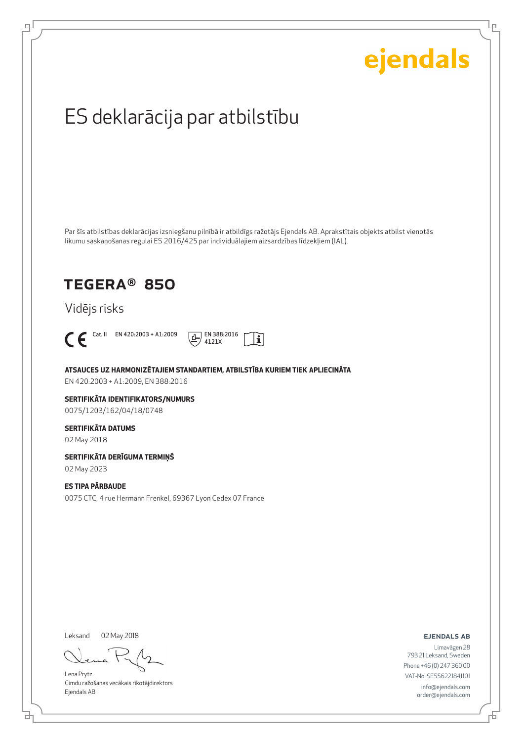ejendals

# ES deklarācija par atbilstību

Par šīs atbilstības deklarācijas izsniegšanu pilnībā ir atbildīgs ražotājs Ejendals AB. Aprakstītais objekts atbilst vienotās likumu saskaņošanas regulai ES 2016/425 par individuālajiem aizsardzības līdzekļiem (IAL).

## TEGERA® 850

Vidējs risks

CE Cat. II EN 420:2003 + A1:2009 EN 388:2016 4121X

**ATSAUCES UZ HARMONIZĒTAJIEM STANDARTIEM, ATBILSTĪBA KURIEM TIEK APLIECINĀTA**

EN 420:2003 + A1:2009, EN 388:2016

**SERTIFIKĀTA IDENTIFIKATORS/NUMURS**

0075/1203/162/04/18/0748

**SERTIFIKĀTA DATUMS**

02 May 2018

**SERTIFIKĀTA DERĪGUMA TERMIŅŠ**

02 May 2023

**ES TIPA PĀRBAUDE**

0075 CTC, 4 rue Hermann Frenkel, 69367 Lyon Cedex 07 France

Leksand 02 May 2018

Lena Prytz
Cimdu ražošanas vecākais rīkotājdirektors
Ejendals AB

**EJENDALS AB**

Limavägen 28
793 21 Leksand, Sweden
Phone +46 (0) 247 360 00
VAT-No: SE556221841101
info@ejendals.com
order@ejendals.com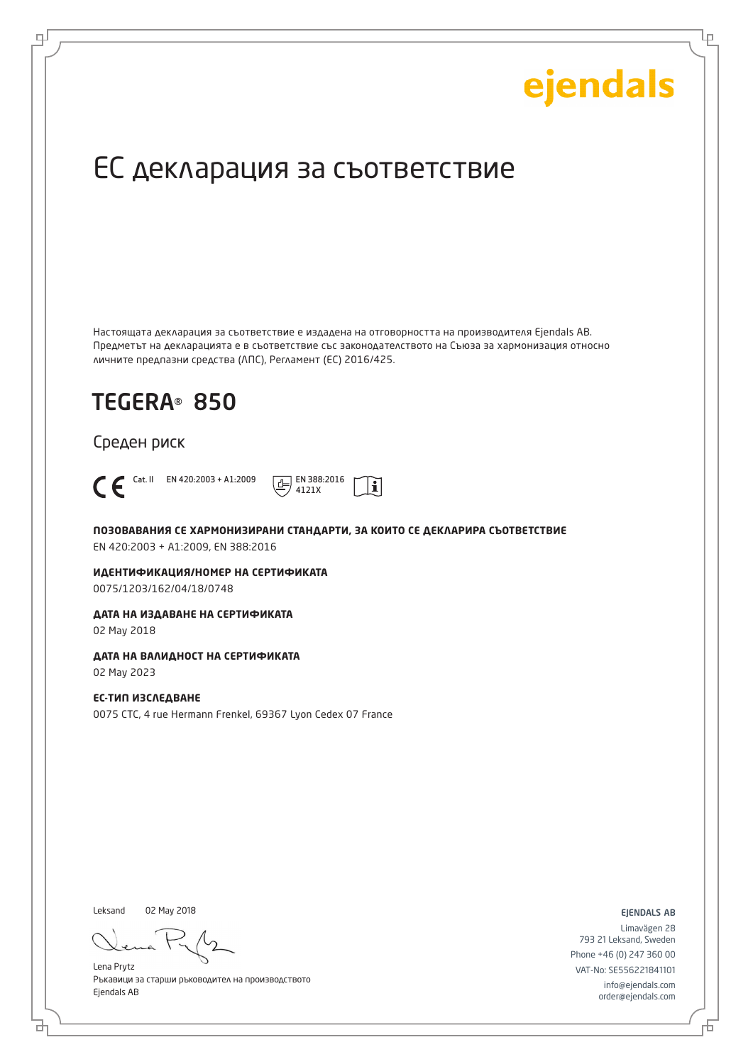# ЕС декларация за съответствие

Настоящата декларация за съответствие е издадена на отговорността на производителя Ejendals AB. Предметът на декларацията е в съответствие със законодателството на Съюза за хармонизация относно личните предпазни средства (ЛПС), Регламент (ЕС) 2016/425.

## TEGERA® 850

Среден риск

CE Cat. II EN 420:2003 + A1:2009 EN 388:2016 4121X

**ПОЗОВАВАНИЯ СЕ ХАРМОНИЗИРАНИ СТАНДАРТИ, ЗА КОИТО СЕ ДЕКЛАРИРА СЪОТВЕТСТВИЕ**
EN 420:2003 + A1:2009, EN 388:2016

**ИДЕНТИФИКАЦИЯ/НОМЕР НА СЕРТИФИКАТА**
0075/1203/162/04/18/0748

**ДАТА НА ИЗДАВАНЕ НА СЕРТИФИКАТА**
02 May 2018

**ДАТА НА ВАЛИДНОСТ НА СЕРТИФИКАТА**
02 May 2023

**ЕС-ТИП ИЗСЛЕДВАНЕ**
0075 CTC, 4 rue Hermann Frenkel, 69367 Lyon Cedex 07 France

Leksand 02 May 2018

Lena Prytz
Ръкавици за старши ръководител на производството
Ejendals AB

**EJENDALS AB**
Limavägen 28
793 21 Leksand, Sweden
Phone +46 (0) 247 360 00
VAT-No: SE556221841101
info@ejendals.com
order@ejendals.com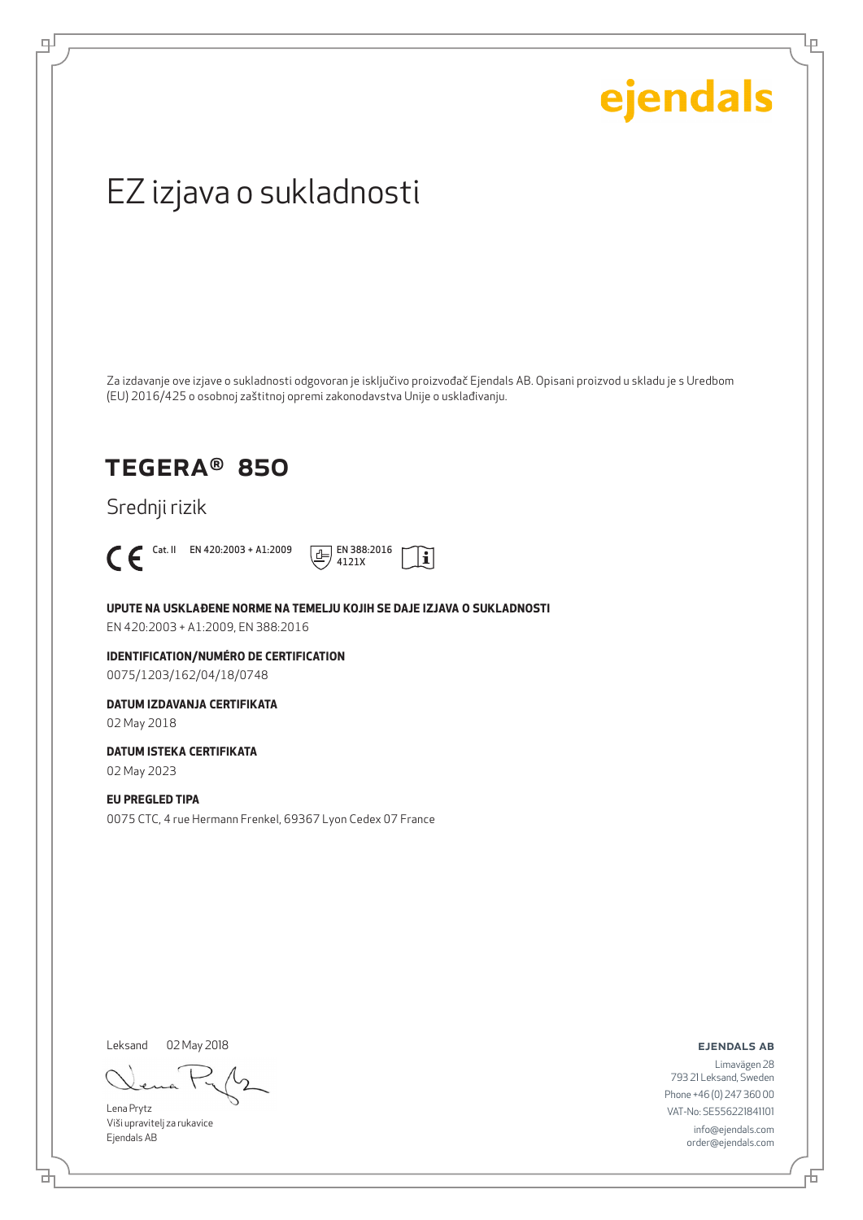ejendals

# EZ izjava o sukladnosti

Za izdavanje ove izjave o sukladnosti odgovoran je isključivo proizvođač Ejendals AB. Opisani proizvod u skladu je s Uredbom (EU) 2016/425 o osobnoj zaštitnoj opremi zakonodavstva Unije o usklađivanju.

## TEGERA® 850

Srednji rizik

CE Cat. II EN 420:2003 + A1:2009 EN 388:2016 4121X

**UPUTE NA USKLAĐENE NORME NA TEMELJU KOJIH SE DAJE IZJAVA O SUKLADNOSTI**
EN 420:2003 + A1:2009, EN 388:2016

**IDENTIFICATION/NUMÉRO DE CERTIFICATION**
0075/1203/162/04/18/0748

**DATUM IZDAVANJA CERTIFIKATA**
02 May 2018

**DATUM ISTEKA CERTIFIKATA**
02 May 2023

**EU PREGLED TIPA**
0075 CTC, 4 rue Hermann Frenkel, 69367 Lyon Cedex 07 France

Leksand 02 May 2018

Lena Prytz
Viši upravitelj za rukavice
Ejendals AB

**EJENDALS AB**
Limavägen 28
793 21 Leksand, Sweden
Phone +46 (0) 247 360 00
VAT-No: SE556221841101
info@ejendals.com
order@ejendals.com